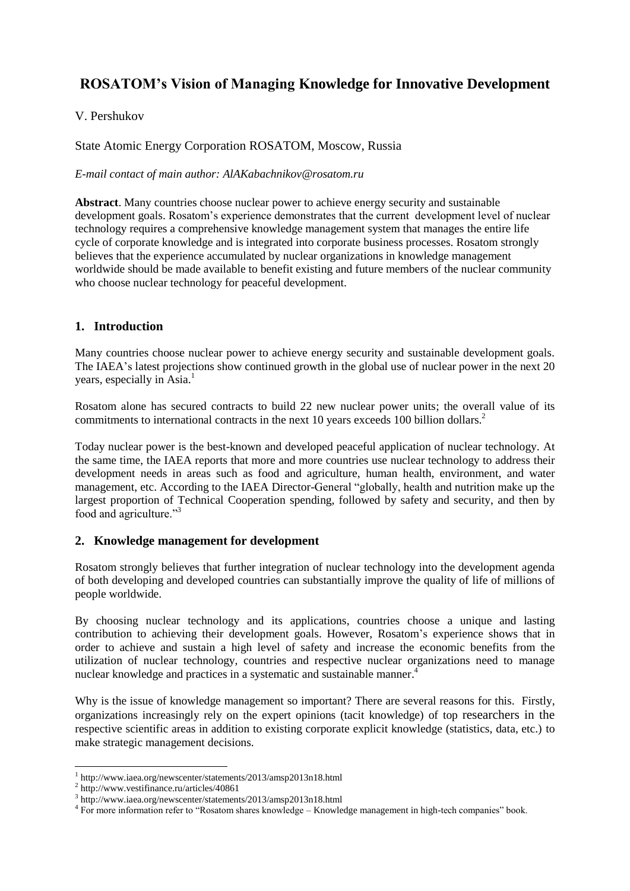# ROSATOM's Vision of Managing Knowledge for Innovative Development

V. Pershukov

State Atomic Energy Corporation ROSATOM, Moscow, Russia

*E-mail contact of main author: AlAKabachnikov@rosatom.ru*

**Abstract**. Many countries choose nuclear power to achieve energy security and sustainable development goals. Rosatom's experience demonstrates that the current development level of nuclear technology requires a comprehensive knowledge management system that manages the entire life cycle of corporate knowledge and is integrated into corporate business processes. Rosatom strongly believes that the experience accumulated by nuclear organizations in knowledge management worldwide should be made available to benefit existing and future members of the nuclear community who choose nuclear technology for peaceful development.

## 1. Introduction

Many countries choose nuclear power to achieve energy security and sustainable development goals. The IAEA's latest projections show continued growth in the global use of nuclear power in the next 20 years, especially in Asia.[1]

Rosatom alone has secured contracts to build 22 new nuclear power units; the overall value of its commitments to international contracts in the next 10 years exceeds 100 billion dollars.[2]

Today nuclear power is the best-known and developed peaceful application of nuclear technology. At the same time, the IAEA reports that more and more countries use nuclear technology to address their development needs in areas such as food and agriculture, human health, environment, and water management, etc. According to the IAEA Director-General "globally, health and nutrition make up the largest proportion of Technical Cooperation spending, followed by safety and security, and then by food and agriculture."[3]

## 2. Knowledge management for development

Rosatom strongly believes that further integration of nuclear technology into the development agenda of both developing and developed countries can substantially improve the quality of life of millions of people worldwide.

By choosing nuclear technology and its applications, countries choose a unique and lasting contribution to achieving their development goals. However, Rosatom's experience shows that in order to achieve and sustain a high level of safety and increase the economic benefits from the utilization of nuclear technology, countries and respective nuclear organizations need to manage nuclear knowledge and practices in a systematic and sustainable manner.[4]

Why is the issue of knowledge management so important? There are several reasons for this. Firstly, organizations increasingly rely on the expert opinions (tacit knowledge) of top researchers in the respective scientific areas in addition to existing corporate explicit knowledge (statistics, data, etc.) to make strategic management decisions.

---

[1] http://www.iaea.org/newscenter/statements/2013/amsp2013n18.html

[2] http://www.vestifinance.ru/articles/40861

[3] http://www.iaea.org/newscenter/statements/2013/amsp2013n18.html

[4] For more information refer to "Rosatom shares knowledge – Knowledge management in high-tech companies" book.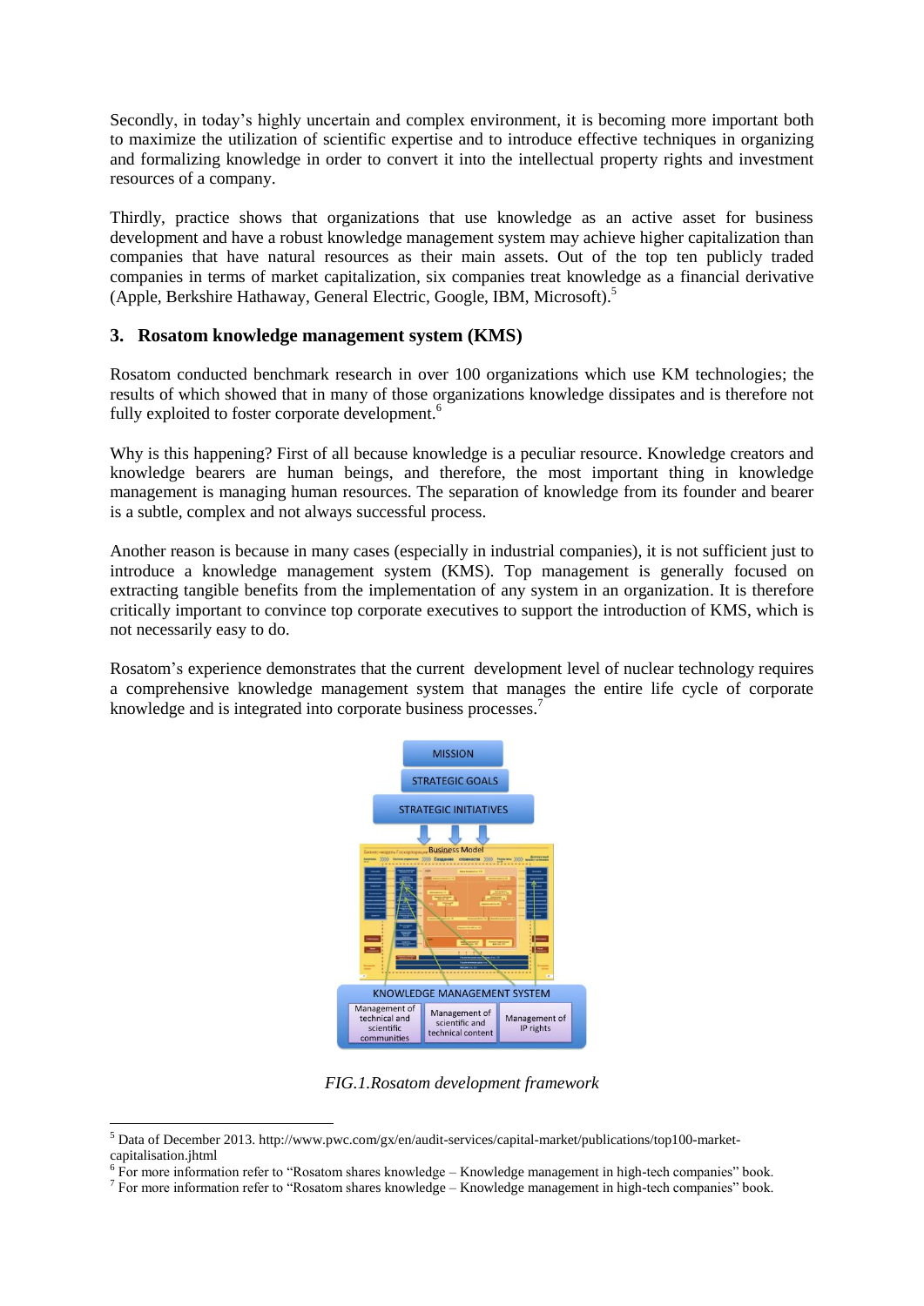Secondly, in today's highly uncertain and complex environment, it is becoming more important both to maximize the utilization of scientific expertise and to introduce effective techniques in organizing and formalizing knowledge in order to convert it into the intellectual property rights and investment resources of a company.

Thirdly, practice shows that organizations that use knowledge as an active asset for business development and have a robust knowledge management system may achieve higher capitalization than companies that have natural resources as their main assets. Out of the top ten publicly traded companies in terms of market capitalization, six companies treat knowledge as a financial derivative (Apple, Berkshire Hathaway, General Electric, Google, IBM, Microsoft).[5]

## 3. Rosatom knowledge management system (KMS)

Rosatom conducted benchmark research in over 100 organizations which use KM technologies; the results of which showed that in many of those organizations knowledge dissipates and is therefore not fully exploited to foster corporate development.[6]

Why is this happening? First of all because knowledge is a peculiar resource. Knowledge creators and knowledge bearers are human beings, and therefore, the most important thing in knowledge management is managing human resources. The separation of knowledge from its founder and bearer is a subtle, complex and not always successful process.

Another reason is because in many cases (especially in industrial companies), it is not sufficient just to introduce a knowledge management system (KMS). Top management is generally focused on extracting tangible benefits from the implementation of any system in an organization. It is therefore critically important to convince top corporate executives to support the introduction of KMS, which is not necessarily easy to do.

Rosatom's experience demonstrates that the current development level of nuclear technology requires a comprehensive knowledge management system that manages the entire life cycle of corporate knowledge and is integrated into corporate business processes.[7]

*FIG.1.Rosatom development framework*

[5] Data of December 2013. http://www.pwc.com/gx/en/audit-services/capital-market/publications/top100-market-capitalisation.jhtml

[6] For more information refer to "Rosatom shares knowledge – Knowledge management in high-tech companies" book.

[7] For more information refer to "Rosatom shares knowledge – Knowledge management in high-tech companies" book.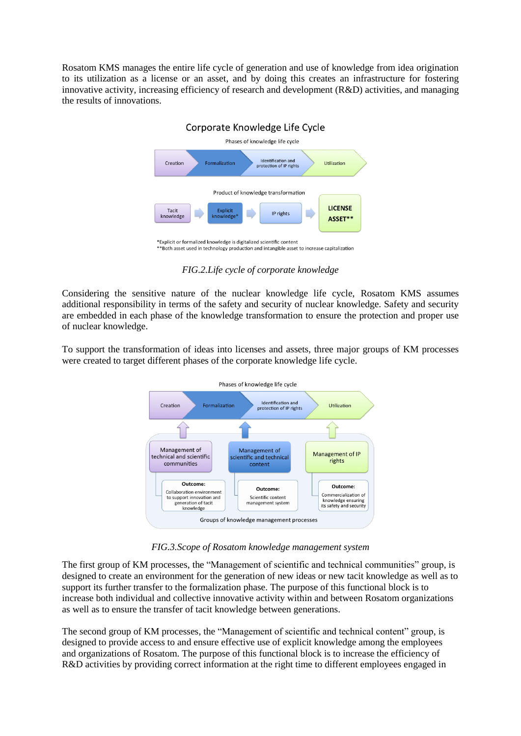Rosatom KMS manages the entire life cycle of generation and use of knowledge from idea origination to its utilization as a license or an asset, and by doing this creates an infrastructure for fostering innovative activity, increasing efficiency of research and development (R&D) activities, and managing the results of innovations.

Corporate Knowledge Life Cycle

Phases of knowledge life cycle

Creation → Formalization → Identification and protection of IP rights → Utilization

Product of knowledge transformation

Tacit knowledge → Explicit knowledge* → IP rights → LICENSE ASSET**

*Explicit or formalized knowledge is digitalized scientific content
**Both asset used in technology production and intangible asset to increase capitalization

*FIG.2.Life cycle of corporate knowledge*

Considering the sensitive nature of the nuclear knowledge life cycle, Rosatom KMS assumes additional responsibility in terms of the safety and security of nuclear knowledge. Safety and security are embedded in each phase of the knowledge transformation to ensure the protection and proper use of nuclear knowledge.

To support the transformation of ideas into licenses and assets, three major groups of KM processes were created to target different phases of the corporate knowledge life cycle.

Phases of knowledge life cycle

Creation → Formalization → Identification and protection of IP rights → Utilization

Management of technical and scientific communities — Outcome: Collaboration environment to support innovation and generation of tacit knowledge

Management of scientific and technical content — Outcome: Scientific content management system

Management of IP rights — Outcome: Commercialization of knowledge ensuring its safety and security

Groups of knowledge management processes

*FIG.3.Scope of Rosatom knowledge management system*

The first group of KM processes, the "Management of scientific and technical communities" group, is designed to create an environment for the generation of new ideas or new tacit knowledge as well as to support its further transfer to the formalization phase. The purpose of this functional block is to increase both individual and collective innovative activity within and between Rosatom organizations as well as to ensure the transfer of tacit knowledge between generations.

The second group of KM processes, the "Management of scientific and technical content" group, is designed to provide access to and ensure effective use of explicit knowledge among the employees and organizations of Rosatom. The purpose of this functional block is to increase the efficiency of R&D activities by providing correct information at the right time to different employees engaged in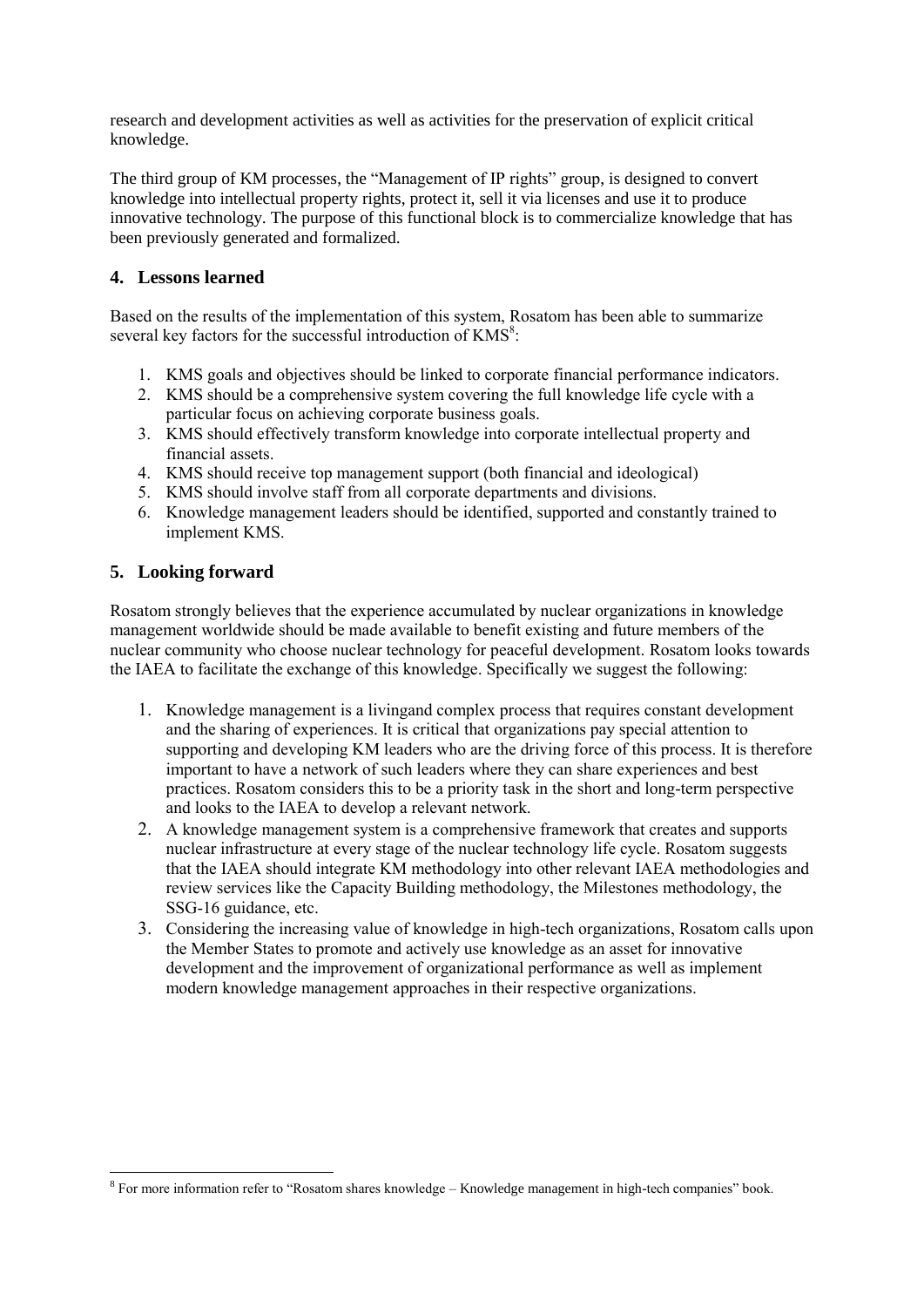research and development activities as well as activities for the preservation of explicit critical knowledge.

The third group of KM processes, the "Management of IP rights" group, is designed to convert knowledge into intellectual property rights, protect it, sell it via licenses and use it to produce innovative technology. The purpose of this functional block is to commercialize knowledge that has been previously generated and formalized.

## 4. Lessons learned

Based on the results of the implementation of this system, Rosatom has been able to summarize several key factors for the successful introduction of KMS[8]:

1. KMS goals and objectives should be linked to corporate financial performance indicators.
2. KMS should be a comprehensive system covering the full knowledge life cycle with a particular focus on achieving corporate business goals.
3. KMS should effectively transform knowledge into corporate intellectual property and financial assets.
4. KMS should receive top management support (both financial and ideological)
5. KMS should involve staff from all corporate departments and divisions.
6. Knowledge management leaders should be identified, supported and constantly trained to implement KMS.

## 5. Looking forward

Rosatom strongly believes that the experience accumulated by nuclear organizations in knowledge management worldwide should be made available to benefit existing and future members of the nuclear community who choose nuclear technology for peaceful development. Rosatom looks towards the IAEA to facilitate the exchange of this knowledge. Specifically we suggest the following:

1. Knowledge management is a livingand complex process that requires constant development and the sharing of experiences. It is critical that organizations pay special attention to supporting and developing KM leaders who are the driving force of this process. It is therefore important to have a network of such leaders where they can share experiences and best practices. Rosatom considers this to be a priority task in the short and long-term perspective and looks to the IAEA to develop a relevant network.
2. A knowledge management system is a comprehensive framework that creates and supports nuclear infrastructure at every stage of the nuclear technology life cycle. Rosatom suggests that the IAEA should integrate KM methodology into other relevant IAEA methodologies and review services like the Capacity Building methodology, the Milestones methodology, the SSG-16 guidance, etc.
3. Considering the increasing value of knowledge in high-tech organizations, Rosatom calls upon the Member States to promote and actively use knowledge as an asset for innovative development and the improvement of organizational performance as well as implement modern knowledge management approaches in their respective organizations.

[8] For more information refer to "Rosatom shares knowledge – Knowledge management in high-tech companies" book.